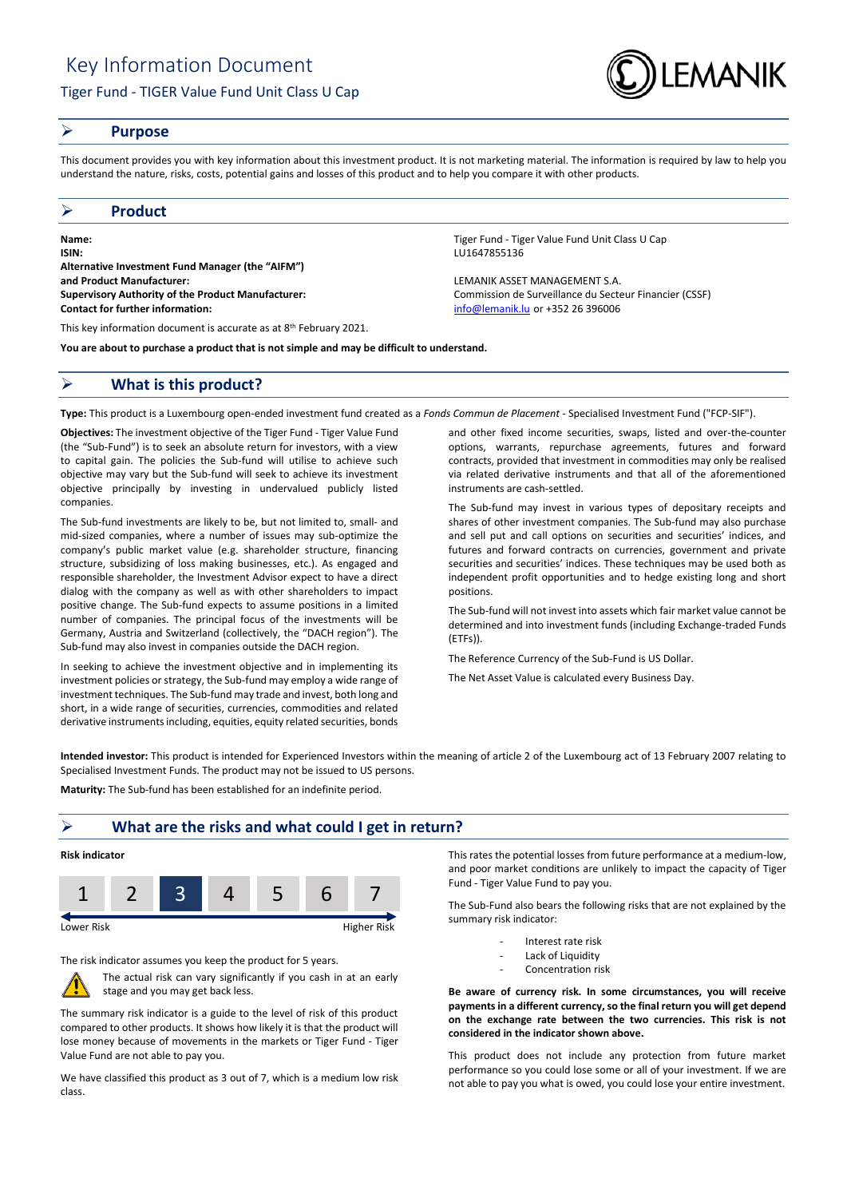# Key Information Document

## Tiger Fund - TIGER Value Fund Unit Class U Cap

## Purpose

This document provides you with key information about this investment product. It is not marketing material. The information is required by law to help you understand the nature, risks, costs, potential gains and losses of this product and to help you compare it with other products.

## Product

**Name:** Tiger Fund - Tiger Value Fund Unit Class U Cap
**ISIN:** LU1647855136
**Alternative Investment Fund Manager (the "AIFM") and Product Manufacturer:** LEMANIK ASSET MANAGEMENT S.A.
**Supervisory Authority of the Product Manufacturer:** Commission de Surveillance du Secteur Financier (CSSF)
**Contact for further information:** info@lemanik.lu or +352 26 396006

This key information document is accurate as at 8th February 2021.

**You are about to purchase a product that is not simple and may be difficult to understand.**

## What is this product?

**Type:** This product is a Luxembourg open-ended investment fund created as a *Fonds Commun de Placement* - Specialised Investment Fund ("FCP-SIF").

**Objectives:** The investment objective of the Tiger Fund - Tiger Value Fund (the "Sub-Fund") is to seek an absolute return for investors, with a view to capital gain. The policies the Sub-fund will utilise to achieve such objective may vary but the Sub-fund will seek to achieve its investment objective principally by investing in undervalued publicly listed companies.

The Sub-fund investments are likely to be, but not limited to, small- and mid-sized companies, where a number of issues may sub-optimize the company's public market value (e.g. shareholder structure, financing structure, subsidizing of loss making businesses, etc.). As engaged and responsible shareholder, the Investment Advisor expect to have a direct dialog with the company as well as with other shareholders to impact positive change. The Sub-fund expects to assume positions in a limited number of companies. The principal focus of the investments will be Germany, Austria and Switzerland (collectively, the "DACH region"). The Sub-fund may also invest in companies outside the DACH region.

In seeking to achieve the investment objective and in implementing its investment policies or strategy, the Sub-fund may employ a wide range of investment techniques. The Sub-fund may trade and invest, both long and short, in a wide range of securities, currencies, commodities and related derivative instruments including, equities, equity related securities, bonds and other fixed income securities, swaps, listed and over-the-counter options, warrants, repurchase agreements, futures and forward contracts, provided that investment in commodities may only be realised via related derivative instruments and that all of the aforementioned instruments are cash-settled.

The Sub-fund may invest in various types of depositary receipts and shares of other investment companies. The Sub-fund may also purchase and sell put and call options on securities and securities' indices, and futures and forward contracts on currencies, government and private securities and securities' indices. These techniques may be used both as independent profit opportunities and to hedge existing long and short positions.

The Sub-fund will not invest into assets which fair market value cannot be determined and into investment funds (including Exchange-traded Funds (ETFs)).

The Reference Currency of the Sub-Fund is US Dollar.

The Net Asset Value is calculated every Business Day.

**Intended investor:** This product is intended for Experienced Investors within the meaning of article 2 of the Luxembourg act of 13 February 2007 relating to Specialised Investment Funds. The product may not be issued to US persons.

**Maturity:** The Sub-fund has been established for an indefinite period.

## What are the risks and what could I get in return?

**Risk indicator**

| 1 | 2 | **3** | 4 | 5 | 6 | 7 |
|---|---|---|---|---|---|---|

Lower Risk → Higher Risk

The risk indicator assumes you keep the product for 5 years.

⚠ The actual risk can vary significantly if you cash in at an early stage and you may get back less.

The summary risk indicator is a guide to the level of risk of this product compared to other products. It shows how likely it is that the product will lose money because of movements in the markets or Tiger Fund - Tiger Value Fund are not able to pay you.

We have classified this product as 3 out of 7, which is a medium low risk class.

This rates the potential losses from future performance at a medium-low, and poor market conditions are unlikely to impact the capacity of Tiger Fund - Tiger Value Fund to pay you.

The Sub-Fund also bears the following risks that are not explained by the summary risk indicator:

- Interest rate risk
- Lack of Liquidity
- Concentration risk

**Be aware of currency risk. In some circumstances, you will receive payments in a different currency, so the final return you will get depend on the exchange rate between the two currencies. This risk is not considered in the indicator shown above.**

This product does not include any protection from future market performance so you could lose some or all of your investment. If we are not able to pay you what is owed, you could lose your entire investment.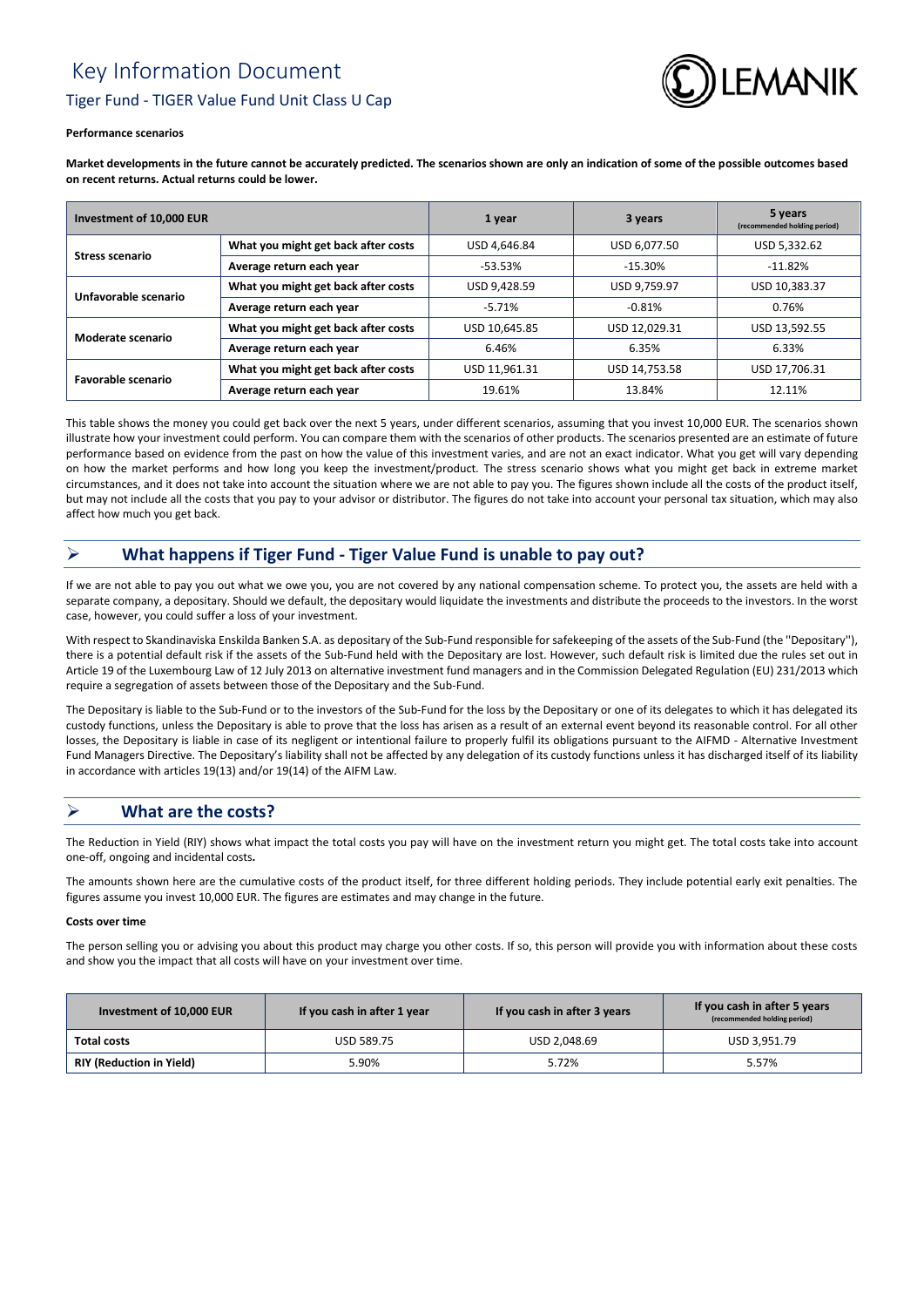# Key Information Document

## Tiger Fund - TIGER Value Fund Unit Class U Cap

**Performance scenarios**

**Market developments in the future cannot be accurately predicted. The scenarios shown are only an indication of some of the possible outcomes based on recent returns. Actual returns could be lower.**

| Investment of 10,000 EUR | | 1 year | 3 years | 5 years (recommended holding period) |
|---|---|---|---|---|
| Stress scenario | What you might get back after costs | USD 4,646.84 | USD 6,077.50 | USD 5,332.62 |
| | Average return each year | -53.53% | -15.30% | -11.82% |
| Unfavorable scenario | What you might get back after costs | USD 9,428.59 | USD 9,759.97 | USD 10,383.37 |
| | Average return each year | -5.71% | -0.81% | 0.76% |
| Moderate scenario | What you might get back after costs | USD 10,645.85 | USD 12,029.31 | USD 13,592.55 |
| | Average return each year | 6.46% | 6.35% | 6.33% |
| Favorable scenario | What you might get back after costs | USD 11,961.31 | USD 14,753.58 | USD 17,706.31 |
| | Average return each year | 19.61% | 13.84% | 12.11% |

This table shows the money you could get back over the next 5 years, under different scenarios, assuming that you invest 10,000 EUR. The scenarios shown illustrate how your investment could perform. You can compare them with the scenarios of other products. The scenarios presented are an estimate of future performance based on evidence from the past on how the value of this investment varies, and are not an exact indicator. What you get will vary depending on how the market performs and how long you keep the investment/product. The stress scenario shows what you might get back in extreme market circumstances, and it does not take into account the situation where we are not able to pay you. The figures shown include all the costs of the product itself, but may not include all the costs that you pay to your advisor or distributor. The figures do not take into account your personal tax situation, which may also affect how much you get back.

## What happens if Tiger Fund - Tiger Value Fund is unable to pay out?

If we are not able to pay you out what we owe you, you are not covered by any national compensation scheme. To protect you, the assets are held with a separate company, a depositary. Should we default, the depositary would liquidate the investments and distribute the proceeds to the investors. In the worst case, however, you could suffer a loss of your investment.

With respect to Skandinaviska Enskilda Banken S.A. as depositary of the Sub-Fund responsible for safekeeping of the assets of the Sub-Fund (the "Depositary"), there is a potential default risk if the assets of the Sub-Fund held with the Depositary are lost. However, such default risk is limited due the rules set out in Article 19 of the Luxembourg Law of 12 July 2013 on alternative investment fund managers and in the Commission Delegated Regulation (EU) 231/2013 which require a segregation of assets between those of the Depositary and the Sub-Fund.

The Depositary is liable to the Sub-Fund or to the investors of the Sub-Fund for the loss by the Depositary or one of its delegates to which it has delegated its custody functions, unless the Depositary is able to prove that the loss has arisen as a result of an external event beyond its reasonable control. For all other losses, the Depositary is liable in case of its negligent or intentional failure to properly fulfil its obligations pursuant to the AIFMD - Alternative Investment Fund Managers Directive. The Depositary's liability shall not be affected by any delegation of its custody functions unless it has discharged itself of its liability in accordance with articles 19(13) and/or 19(14) of the AIFM Law.

## What are the costs?

The Reduction in Yield (RIY) shows what impact the total costs you pay will have on the investment return you might get. The total costs take into account one-off, ongoing and incidental costs**.**

The amounts shown here are the cumulative costs of the product itself, for three different holding periods. They include potential early exit penalties. The figures assume you invest 10,000 EUR. The figures are estimates and may change in the future.

**Costs over time**

The person selling you or advising you about this product may charge you other costs. If so, this person will provide you with information about these costs and show you the impact that all costs will have on your investment over time.

| Investment of 10,000 EUR | If you cash in after 1 year | If you cash in after 3 years | If you cash in after 5 years (recommended holding period) |
|---|---|---|---|
| Total costs | USD 589.75 | USD 2,048.69 | USD 3,951.79 |
| RIY (Reduction in Yield) | 5.90% | 5.72% | 5.57% |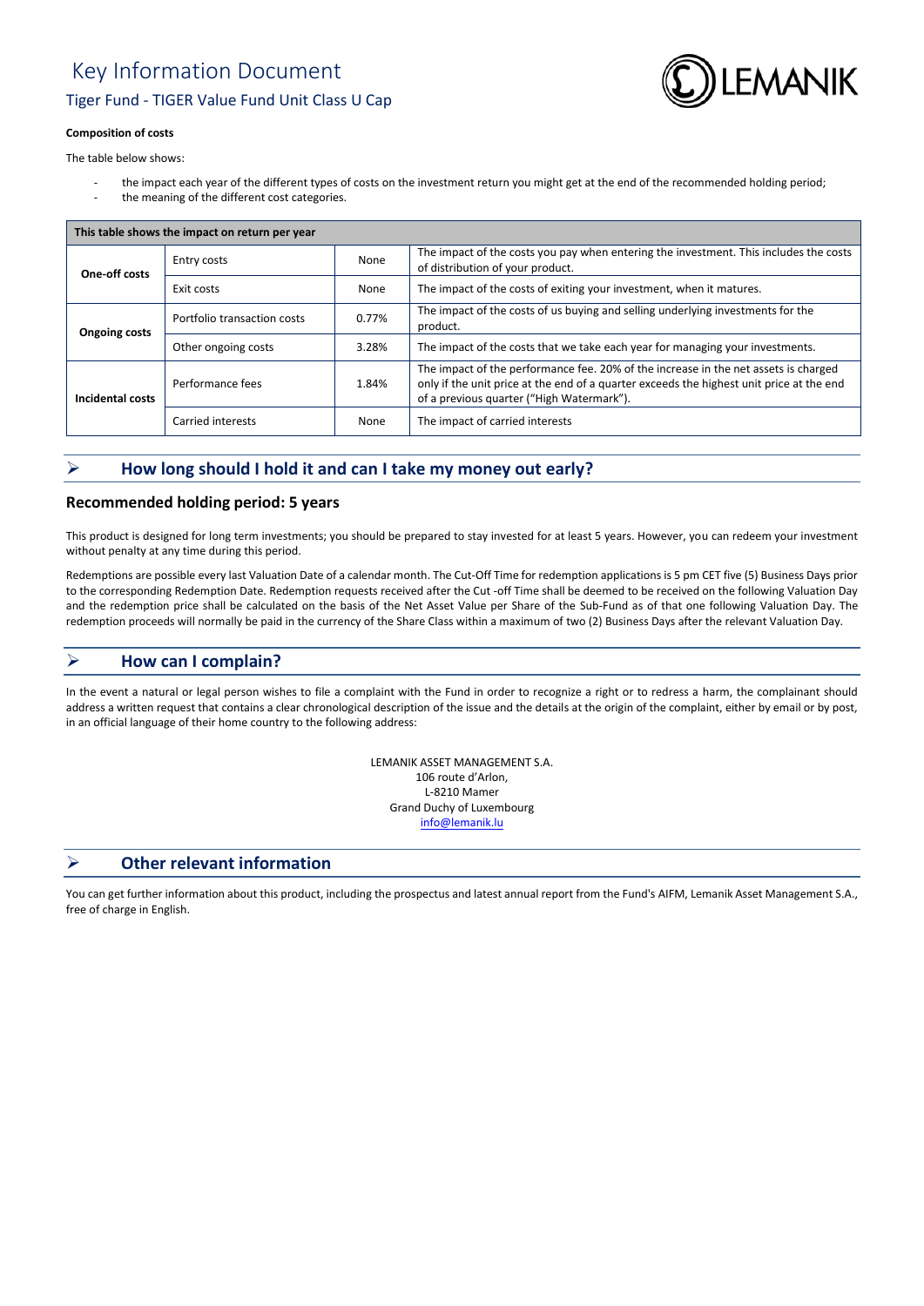# Key Information Document

## Tiger Fund - TIGER Value Fund Unit Class U Cap

**Composition of costs**

The table below shows:

- the impact each year of the different types of costs on the investment return you might get at the end of the recommended holding period;
- the meaning of the different cost categories.

| This table shows the impact on return per year | | | |
|---|---|---|---|
| **One-off costs** | Entry costs | None | The impact of the costs you pay when entering the investment. This includes the costs of distribution of your product. |
| | Exit costs | None | The impact of the costs of exiting your investment, when it matures. |
| **Ongoing costs** | Portfolio transaction costs | 0.77% | The impact of the costs of us buying and selling underlying investments for the product. |
| | Other ongoing costs | 3.28% | The impact of the costs that we take each year for managing your investments. |
| **Incidental costs** | Performance fees | 1.84% | The impact of the performance fee. 20% of the increase in the net assets is charged only if the unit price at the end of a quarter exceeds the highest unit price at the end of a previous quarter ("High Watermark"). |
| | Carried interests | None | The impact of carried interests |

## How long should I hold it and can I take my money out early?

### Recommended holding period: 5 years

This product is designed for long term investments; you should be prepared to stay invested for at least 5 years. However, you can redeem your investment without penalty at any time during this period.

Redemptions are possible every last Valuation Date of a calendar month. The Cut-Off Time for redemption applications is 5 pm CET five (5) Business Days prior to the corresponding Redemption Date. Redemption requests received after the Cut -off Time shall be deemed to be received on the following Valuation Day and the redemption price shall be calculated on the basis of the Net Asset Value per Share of the Sub-Fund as of that one following Valuation Day. The redemption proceeds will normally be paid in the currency of the Share Class within a maximum of two (2) Business Days after the relevant Valuation Day.

## How can I complain?

In the event a natural or legal person wishes to file a complaint with the Fund in order to recognize a right or to redress a harm, the complainant should address a written request that contains a clear chronological description of the issue and the details at the origin of the complaint, either by email or by post, in an official language of their home country to the following address:

LEMANIK ASSET MANAGEMENT S.A.
106 route d'Arlon,
L-8210 Mamer
Grand Duchy of Luxembourg
info@lemanik.lu

## Other relevant information

You can get further information about this product, including the prospectus and latest annual report from the Fund's AIFM, Lemanik Asset Management S.A., free of charge in English.